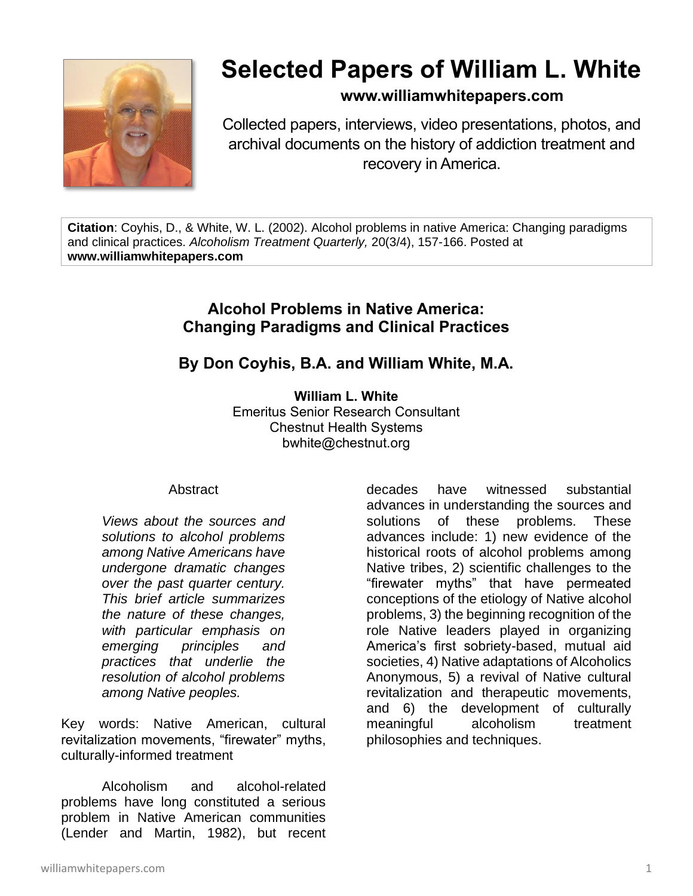# Selected Papers of William L. White

**www.williamwhitepapers.com**

Collected papers, interviews, video presentations, photos, and archival documents on the history of addiction treatment and recovery in America.

**Citation**: Coyhis, D., & White, W. L. (2002). Alcohol problems in native America: Changing paradigms and clinical practices. *Alcoholism Treatment Quarterly,* 20(3/4), 157-166. Posted at **www.williamwhitepapers.com**

## Alcohol Problems in Native America: Changing Paradigms and Clinical Practices

### By Don Coyhis, B.A. and William White, M.A.

**William L. White**
Emeritus Senior Research Consultant
Chestnut Health Systems
bwhite@chestnut.org

Abstract

*Views about the sources and solutions to alcohol problems among Native Americans have undergone dramatic changes over the past quarter century. This brief article summarizes the nature of these changes, with particular emphasis on emerging principles and practices that underlie the resolution of alcohol problems among Native peoples.*

Key words: Native American, cultural revitalization movements, "firewater" myths, culturally-informed treatment

Alcoholism and alcohol-related problems have long constituted a serious problem in Native American communities (Lender and Martin, 1982), but recent decades have witnessed substantial advances in understanding the sources and solutions of these problems. These advances include: 1) new evidence of the historical roots of alcohol problems among Native tribes, 2) scientific challenges to the "firewater myths" that have permeated conceptions of the etiology of Native alcohol problems, 3) the beginning recognition of the role Native leaders played in organizing America's first sobriety-based, mutual aid societies, 4) Native adaptations of Alcoholics Anonymous, 5) a revival of Native cultural revitalization and therapeutic movements, and 6) the development of culturally meaningful alcoholism treatment philosophies and techniques.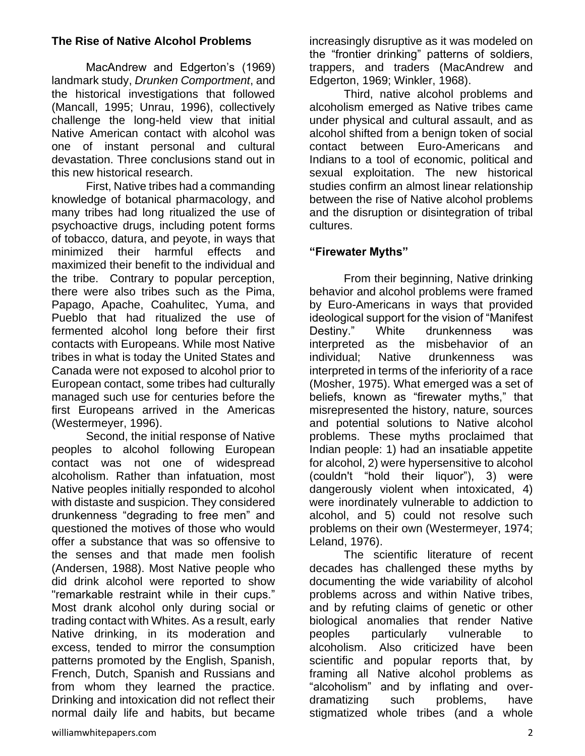## The Rise of Native Alcohol Problems

MacAndrew and Edgerton's (1969) landmark study, *Drunken Comportment*, and the historical investigations that followed (Mancall, 1995; Unrau, 1996), collectively challenge the long-held view that initial Native American contact with alcohol was one of instant personal and cultural devastation. Three conclusions stand out in this new historical research.

First, Native tribes had a commanding knowledge of botanical pharmacology, and many tribes had long ritualized the use of psychoactive drugs, including potent forms of tobacco, datura, and peyote, in ways that minimized their harmful effects and maximized their benefit to the individual and the tribe. Contrary to popular perception, there were also tribes such as the Pima, Papago, Apache, Coahulitec, Yuma, and Pueblo that had ritualized the use of fermented alcohol long before their first contacts with Europeans. While most Native tribes in what is today the United States and Canada were not exposed to alcohol prior to European contact, some tribes had culturally managed such use for centuries before the first Europeans arrived in the Americas (Westermeyer, 1996).

Second, the initial response of Native peoples to alcohol following European contact was not one of widespread alcoholism. Rather than infatuation, most Native peoples initially responded to alcohol with distaste and suspicion. They considered drunkenness "degrading to free men" and questioned the motives of those who would offer a substance that was so offensive to the senses and that made men foolish (Andersen, 1988). Most Native people who did drink alcohol were reported to show "remarkable restraint while in their cups." Most drank alcohol only during social or trading contact with Whites. As a result, early Native drinking, in its moderation and excess, tended to mirror the consumption patterns promoted by the English, Spanish, French, Dutch, Spanish and Russians and from whom they learned the practice. Drinking and intoxication did not reflect their normal daily life and habits, but became increasingly disruptive as it was modeled on the "frontier drinking" patterns of soldiers, trappers, and traders (MacAndrew and Edgerton, 1969; Winkler, 1968).

Third, native alcohol problems and alcoholism emerged as Native tribes came under physical and cultural assault, and as alcohol shifted from a benign token of social contact between Euro-Americans and Indians to a tool of economic, political and sexual exploitation. The new historical studies confirm an almost linear relationship between the rise of Native alcohol problems and the disruption or disintegration of tribal cultures.

## "Firewater Myths"

From their beginning, Native drinking behavior and alcohol problems were framed by Euro-Americans in ways that provided ideological support for the vision of "Manifest Destiny." White drunkenness was interpreted as the misbehavior of an individual; Native drunkenness was interpreted in terms of the inferiority of a race (Mosher, 1975). What emerged was a set of beliefs, known as "firewater myths," that misrepresented the history, nature, sources and potential solutions to Native alcohol problems. These myths proclaimed that Indian people: 1) had an insatiable appetite for alcohol, 2) were hypersensitive to alcohol (couldn't "hold their liquor"), 3) were dangerously violent when intoxicated, 4) were inordinately vulnerable to addiction to alcohol, and 5) could not resolve such problems on their own (Westermeyer, 1974; Leland, 1976).

The scientific literature of recent decades has challenged these myths by documenting the wide variability of alcohol problems across and within Native tribes, and by refuting claims of genetic or other biological anomalies that render Native peoples particularly vulnerable to alcoholism. Also criticized have been scientific and popular reports that, by framing all Native alcohol problems as "alcoholism" and by inflating and over-dramatizing such problems, have stigmatized whole tribes (and a whole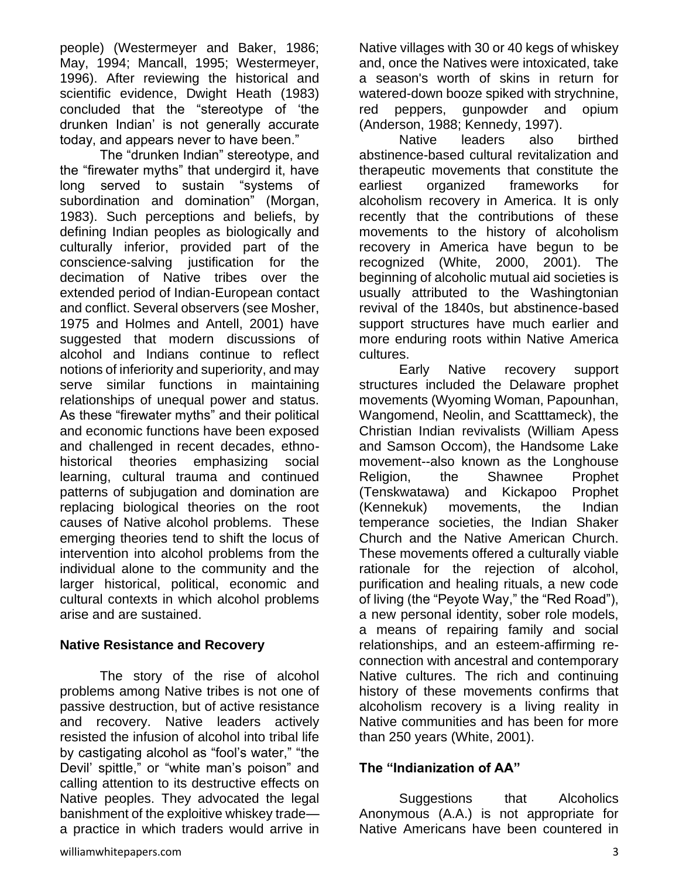people) (Westermeyer and Baker, 1986; May, 1994; Mancall, 1995; Westermeyer, 1996). After reviewing the historical and scientific evidence, Dwight Heath (1983) concluded that the "stereotype of 'the drunken Indian' is not generally accurate today, and appears never to have been."

The "drunken Indian" stereotype, and the "firewater myths" that undergird it, have long served to sustain "systems of subordination and domination" (Morgan, 1983). Such perceptions and beliefs, by defining Indian peoples as biologically and culturally inferior, provided part of the conscience-salving justification for the decimation of Native tribes over the extended period of Indian-European contact and conflict. Several observers (see Mosher, 1975 and Holmes and Antell, 2001) have suggested that modern discussions of alcohol and Indians continue to reflect notions of inferiority and superiority, and may serve similar functions in maintaining relationships of unequal power and status. As these "firewater myths" and their political and economic functions have been exposed and challenged in recent decades, ethno-historical theories emphasizing social learning, cultural trauma and continued patterns of subjugation and domination are replacing biological theories on the root causes of Native alcohol problems. These emerging theories tend to shift the locus of intervention into alcohol problems from the individual alone to the community and the larger historical, political, economic and cultural contexts in which alcohol problems arise and are sustained.

**Native Resistance and Recovery**

The story of the rise of alcohol problems among Native tribes is not one of passive destruction, but of active resistance and recovery. Native leaders actively resisted the infusion of alcohol into tribal life by castigating alcohol as "fool's water," "the Devil' spittle," or "white man's poison" and calling attention to its destructive effects on Native peoples. They advocated the legal banishment of the exploitive whiskey trade—a practice in which traders would arrive in Native villages with 30 or 40 kegs of whiskey and, once the Natives were intoxicated, take a season's worth of skins in return for watered-down booze spiked with strychnine, red peppers, gunpowder and opium (Anderson, 1988; Kennedy, 1997).

Native leaders also birthed abstinence-based cultural revitalization and therapeutic movements that constitute the earliest organized frameworks for alcoholism recovery in America. It is only recently that the contributions of these movements to the history of alcoholism recovery in America have begun to be recognized (White, 2000, 2001). The beginning of alcoholic mutual aid societies is usually attributed to the Washingtonian revival of the 1840s, but abstinence-based support structures have much earlier and more enduring roots within Native America cultures.

Early Native recovery support structures included the Delaware prophet movements (Wyoming Woman, Papounhan, Wangomend, Neolin, and Scatttameck), the Christian Indian revivalists (William Apess and Samson Occom), the Handsome Lake movement--also known as the Longhouse Religion, the Shawnee Prophet (Tenskwatawa) and Kickapoo Prophet (Kennekuk) movements, the Indian temperance societies, the Indian Shaker Church and the Native American Church. These movements offered a culturally viable rationale for the rejection of alcohol, purification and healing rituals, a new code of living (the "Peyote Way," the "Red Road"), a new personal identity, sober role models, a means of repairing family and social relationships, and an esteem-affirming re-connection with ancestral and contemporary Native cultures. The rich and continuing history of these movements confirms that alcoholism recovery is a living reality in Native communities and has been for more than 250 years (White, 2001).

**The "Indianization of AA"**

Suggestions that Alcoholics Anonymous (A.A.) is not appropriate for Native Americans have been countered in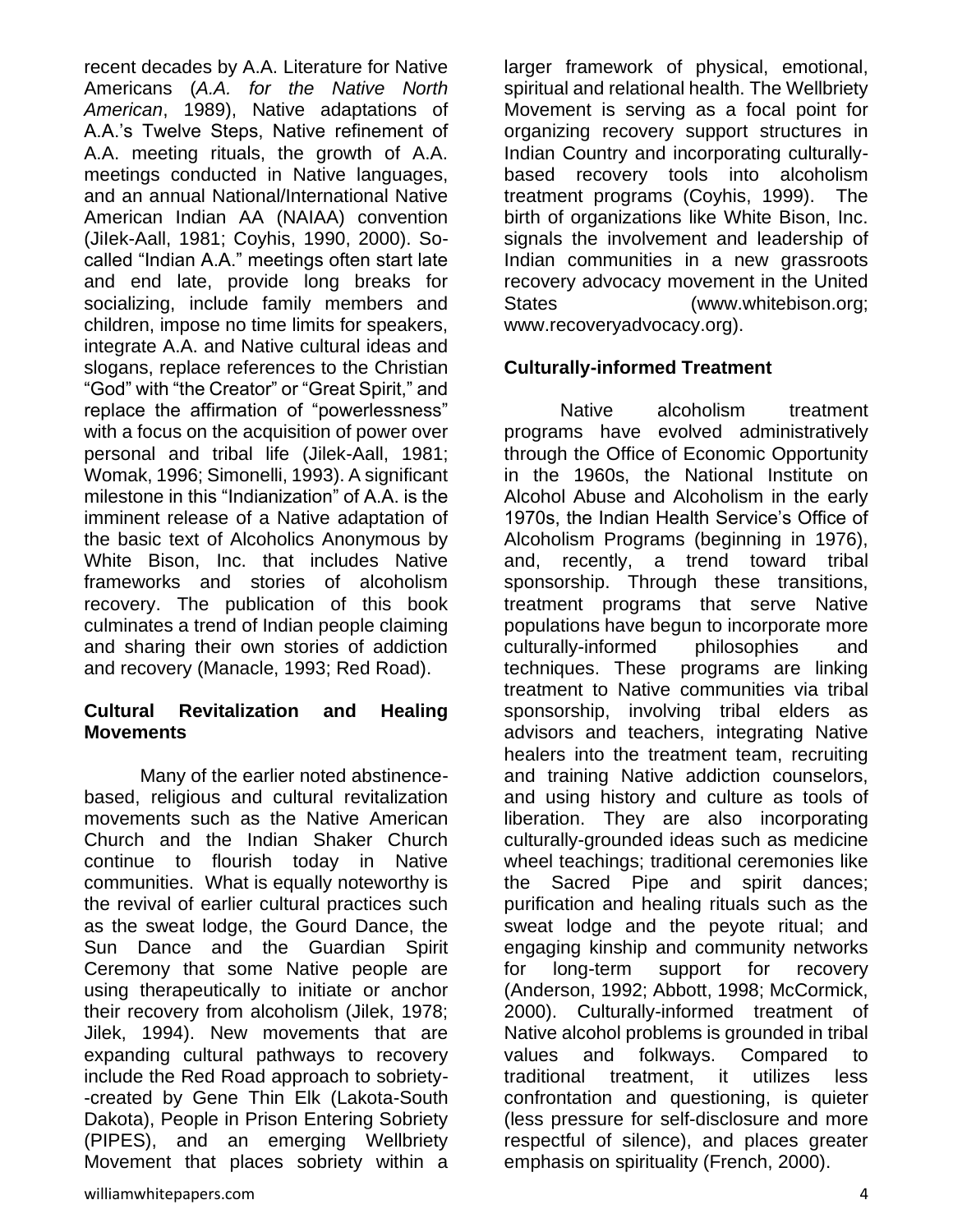recent decades by A.A. Literature for Native Americans (*A.A. for the Native North American*, 1989), Native adaptations of A.A.'s Twelve Steps, Native refinement of A.A. meeting rituals, the growth of A.A. meetings conducted in Native languages, and an annual National/International Native American Indian AA (NAIAA) convention (JiIek-Aall, 1981; Coyhis, 1990, 2000). So-called "Indian A.A." meetings often start late and end late, provide long breaks for socializing, include family members and children, impose no time limits for speakers, integrate A.A. and Native cultural ideas and slogans, replace references to the Christian "God" with "the Creator" or "Great Spirit," and replace the affirmation of "powerlessness" with a focus on the acquisition of power over personal and tribal life (Jilek-Aall, 1981; Womak, 1996; Simonelli, 1993). A significant milestone in this "Indianization" of A.A. is the imminent release of a Native adaptation of the basic text of Alcoholics Anonymous by White Bison, Inc. that includes Native frameworks and stories of alcoholism recovery. The publication of this book culminates a trend of Indian people claiming and sharing their own stories of addiction and recovery (Manacle, 1993; Red Road).

**Cultural Revitalization and Healing Movements**

Many of the earlier noted abstinence-based, religious and cultural revitalization movements such as the Native American Church and the Indian Shaker Church continue to flourish today in Native communities. What is equally noteworthy is the revival of earlier cultural practices such as the sweat lodge, the Gourd Dance, the Sun Dance and the Guardian Spirit Ceremony that some Native people are using therapeutically to initiate or anchor their recovery from alcoholism (Jilek, 1978; Jilek, 1994). New movements that are expanding cultural pathways to recovery include the Red Road approach to sobriety--created by Gene Thin Elk (Lakota-South Dakota), People in Prison Entering Sobriety (PIPES), and an emerging Wellbriety Movement that places sobriety within a larger framework of physical, emotional, spiritual and relational health. The Wellbriety Movement is serving as a focal point for organizing recovery support structures in Indian Country and incorporating culturally-based recovery tools into alcoholism treatment programs (Coyhis, 1999). The birth of organizations like White Bison, Inc. signals the involvement and leadership of Indian communities in a new grassroots recovery advocacy movement in the United States (www.whitebison.org; www.recoveryadvocacy.org).

**Culturally-informed Treatment**

Native alcoholism treatment programs have evolved administratively through the Office of Economic Opportunity in the 1960s, the National Institute on Alcohol Abuse and Alcoholism in the early 1970s, the Indian Health Service's Office of Alcoholism Programs (beginning in 1976), and, recently, a trend toward tribal sponsorship. Through these transitions, treatment programs that serve Native populations have begun to incorporate more culturally-informed philosophies and techniques. These programs are linking treatment to Native communities via tribal sponsorship, involving tribal elders as advisors and teachers, integrating Native healers into the treatment team, recruiting and training Native addiction counselors, and using history and culture as tools of liberation. They are also incorporating culturally-grounded ideas such as medicine wheel teachings; traditional ceremonies like the Sacred Pipe and spirit dances; purification and healing rituals such as the sweat lodge and the peyote ritual; and engaging kinship and community networks for long-term support for recovery (Anderson, 1992; Abbott, 1998; McCormick, 2000). Culturally-informed treatment of Native alcohol problems is grounded in tribal values and folkways. Compared to traditional treatment, it utilizes less confrontation and questioning, is quieter (less pressure for self-disclosure and more respectful of silence), and places greater emphasis on spirituality (French, 2000).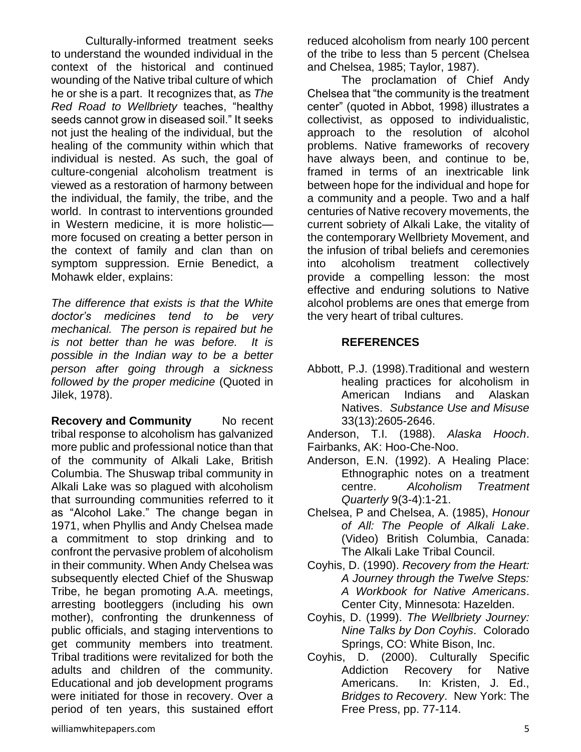Culturally-informed treatment seeks to understand the wounded individual in the context of the historical and continued wounding of the Native tribal culture of which he or she is a part. It recognizes that, as *The Red Road to Wellbriety* teaches, "healthy seeds cannot grow in diseased soil." It seeks not just the healing of the individual, but the healing of the community within which that individual is nested. As such, the goal of culture-congenial alcoholism treatment is viewed as a restoration of harmony between the individual, the family, the tribe, and the world. In contrast to interventions grounded in Western medicine, it is more holistic—more focused on creating a better person in the context of family and clan than on symptom suppression. Ernie Benedict, a Mohawk elder, explains:

*The difference that exists is that the White doctor's medicines tend to be very mechanical. The person is repaired but he is not better than he was before. It is possible in the Indian way to be a better person after going through a sickness followed by the proper medicine* (Quoted in Jilek, 1978).

**Recovery and Community** No recent tribal response to alcoholism has galvanized more public and professional notice than that of the community of Alkali Lake, British Columbia. The Shuswap tribal community in Alkali Lake was so plagued with alcoholism that surrounding communities referred to it as "Alcohol Lake." The change began in 1971, when Phyllis and Andy Chelsea made a commitment to stop drinking and to confront the pervasive problem of alcoholism in their community. When Andy Chelsea was subsequently elected Chief of the Shuswap Tribe, he began promoting A.A. meetings, arresting bootleggers (including his own mother), confronting the drunkenness of public officials, and staging interventions to get community members into treatment. Tribal traditions were revitalized for both the adults and children of the community. Educational and job development programs were initiated for those in recovery. Over a period of ten years, this sustained effort reduced alcoholism from nearly 100 percent of the tribe to less than 5 percent (Chelsea and Chelsea, 1985; Taylor, 1987).

The proclamation of Chief Andy Chelsea that "the community is the treatment center" (quoted in Abbot, 1998) illustrates a collectivist, as opposed to individualistic, approach to the resolution of alcohol problems. Native frameworks of recovery have always been, and continue to be, framed in terms of an inextricable link between hope for the individual and hope for a community and a people. Two and a half centuries of Native recovery movements, the current sobriety of Alkali Lake, the vitality of the contemporary Wellbriety Movement, and the infusion of tribal beliefs and ceremonies into alcoholism treatment collectively provide a compelling lesson: the most effective and enduring solutions to Native alcohol problems are ones that emerge from the very heart of tribal cultures.

## REFERENCES

Abbott, P.J. (1998).Traditional and western healing practices for alcoholism in American Indians and Alaskan Natives. *Substance Use and Misuse* 33(13):2605-2646.

Anderson, T.I. (1988). *Alaska Hooch*. Fairbanks, AK: Hoo-Che-Noo.

Anderson, E.N. (1992). A Healing Place: Ethnographic notes on a treatment centre. *Alcoholism Treatment Quarterly* 9(3-4):1-21.

Chelsea, P and Chelsea, A. (1985), *Honour of All: The People of Alkali Lake*. (Video) British Columbia, Canada: The Alkali Lake Tribal Council.

Coyhis, D. (1990). *Recovery from the Heart: A Journey through the Twelve Steps: A Workbook for Native Americans*. Center City, Minnesota: Hazelden.

Coyhis, D. (1999). *The Wellbriety Journey: Nine Talks by Don Coyhis*. Colorado Springs, CO: White Bison, Inc.

Coyhis, D. (2000). Culturally Specific Addiction Recovery for Native Americans. In: Kristen, J. Ed., *Bridges to Recovery*. New York: The Free Press, pp. 77-114.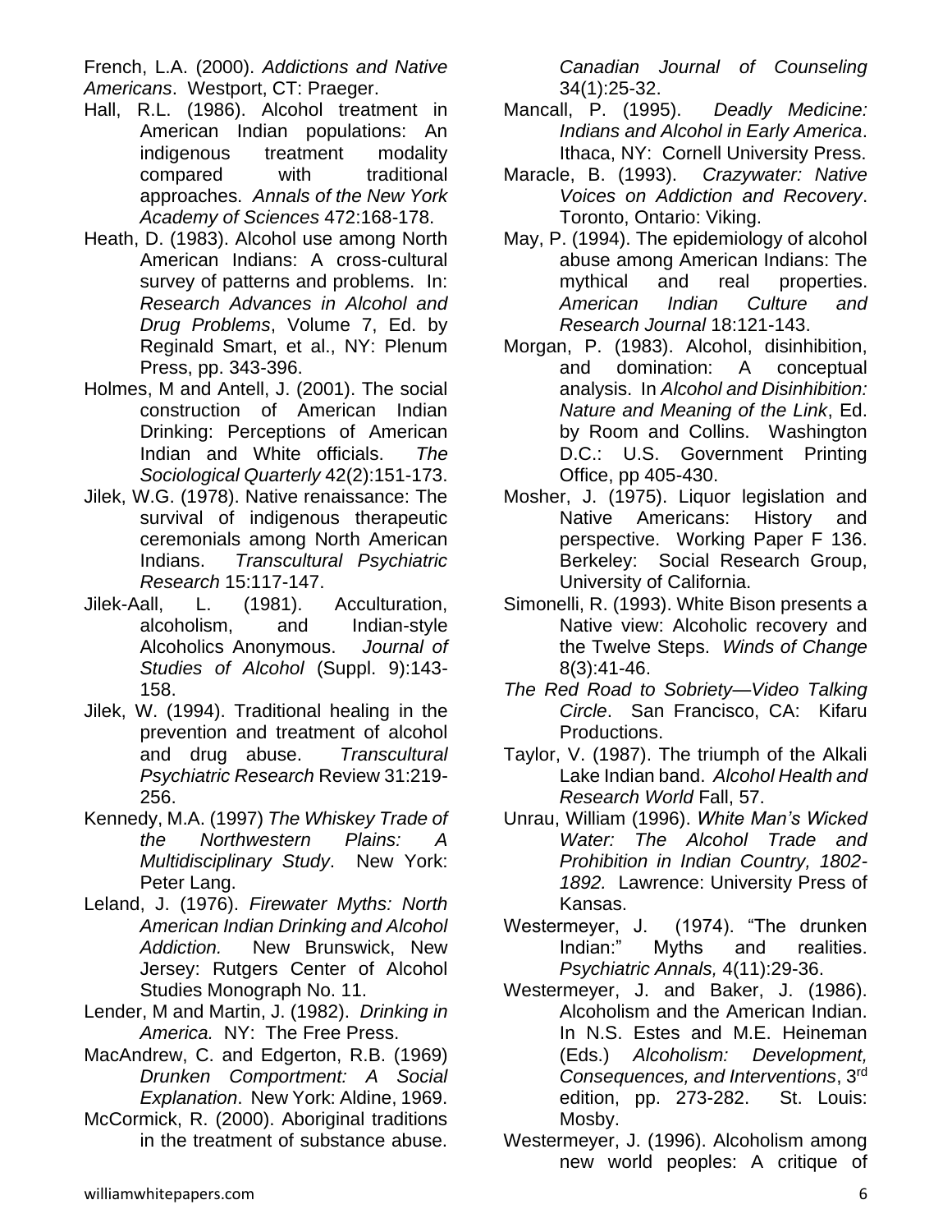French, L.A. (2000). *Addictions and Native Americans*. Westport, CT: Praeger.

Hall, R.L. (1986). Alcohol treatment in American Indian populations: An indigenous treatment modality compared with traditional approaches. *Annals of the New York Academy of Sciences* 472:168-178.

Heath, D. (1983). Alcohol use among North American Indians: A cross-cultural survey of patterns and problems. In: *Research Advances in Alcohol and Drug Problems*, Volume 7, Ed. by Reginald Smart, et al., NY: Plenum Press, pp. 343-396.

Holmes, M and Antell, J. (2001). The social construction of American Indian Drinking: Perceptions of American Indian and White officials. *The Sociological Quarterly* 42(2):151-173.

Jilek, W.G. (1978). Native renaissance: The survival of indigenous therapeutic ceremonials among North American Indians. *Transcultural Psychiatric Research* 15:117-147.

Jilek-Aall, L. (1981). Acculturation, alcoholism, and Indian-style Alcoholics Anonymous. *Journal of Studies of Alcohol* (Suppl. 9):143-158.

Jilek, W. (1994). Traditional healing in the prevention and treatment of alcohol and drug abuse. *Transcultural Psychiatric Research* Review 31:219-256.

Kennedy, M.A. (1997) *The Whiskey Trade of the Northwestern Plains: A Multidisciplinary Study*. New York: Peter Lang.

Leland, J. (1976). *Firewater Myths: North American Indian Drinking and Alcohol Addiction.* New Brunswick, New Jersey: Rutgers Center of Alcohol Studies Monograph No. 11.

Lender, M and Martin, J. (1982). *Drinking in America.* NY: The Free Press.

MacAndrew, C. and Edgerton, R.B. (1969) *Drunken Comportment: A Social Explanation*. New York: Aldine, 1969.

McCormick, R. (2000). Aboriginal traditions in the treatment of substance abuse. *Canadian Journal of Counseling* 34(1):25-32.

Mancall, P. (1995). *Deadly Medicine: Indians and Alcohol in Early America*. Ithaca, NY: Cornell University Press.

Maracle, B. (1993). *Crazywater: Native Voices on Addiction and Recovery*. Toronto, Ontario: Viking.

May, P. (1994). The epidemiology of alcohol abuse among American Indians: The mythical and real properties. *American Indian Culture and Research Journal* 18:121-143.

Morgan, P. (1983). Alcohol, disinhibition, and domination: A conceptual analysis. In *Alcohol and Disinhibition: Nature and Meaning of the Link*, Ed. by Room and Collins. Washington D.C.: U.S. Government Printing Office, pp 405-430.

Mosher, J. (1975). Liquor legislation and Native Americans: History and perspective. Working Paper F 136. Berkeley: Social Research Group, University of California.

Simonelli, R. (1993). White Bison presents a Native view: Alcoholic recovery and the Twelve Steps. *Winds of Change* 8(3):41-46.

*The Red Road to Sobriety—Video Talking Circle*. San Francisco, CA: Kifaru Productions.

Taylor, V. (1987). The triumph of the Alkali Lake Indian band. *Alcohol Health and Research World* Fall, 57.

Unrau, William (1996). *White Man's Wicked Water: The Alcohol Trade and Prohibition in Indian Country, 1802-1892.* Lawrence: University Press of Kansas.

Westermeyer, J. (1974). "The drunken Indian:" Myths and realities. *Psychiatric Annals,* 4(11):29-36.

Westermeyer, J. and Baker, J. (1986). Alcoholism and the American Indian. In N.S. Estes and M.E. Heineman (Eds.) *Alcoholism: Development, Consequences, and Interventions*, 3rd edition, pp. 273-282. St. Louis: Mosby.

Westermeyer, J. (1996). Alcoholism among new world peoples: A critique of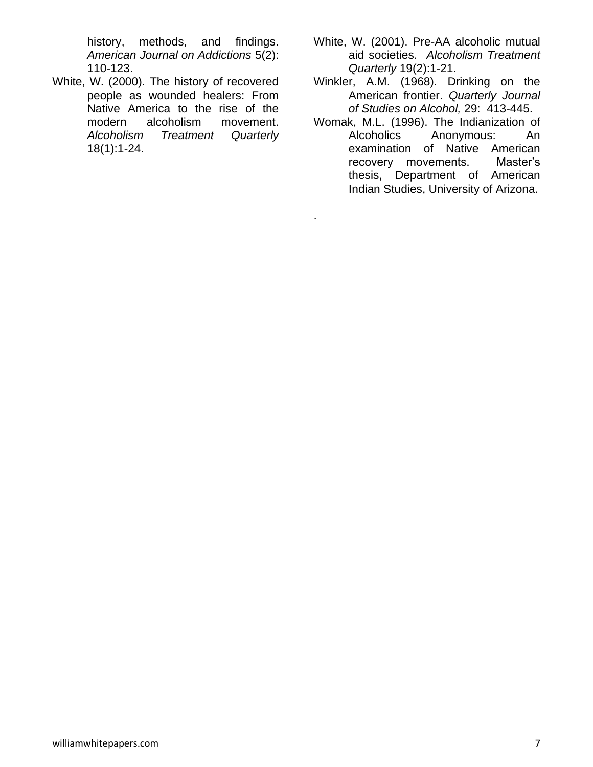history, methods, and findings. *American Journal on Addictions* 5(2): 110-123.

White, W. (2000). The history of recovered people as wounded healers: From Native America to the rise of the modern alcoholism movement. *Alcoholism Treatment Quarterly* 18(1):1-24.

White, W. (2001). Pre-AA alcoholic mutual aid societies. *Alcoholism Treatment Quarterly* 19(2):1-21.

Winkler, A.M. (1968). Drinking on the American frontier. *Quarterly Journal of Studies on Alcohol,* 29: 413-445.

Womak, M.L. (1996). The Indianization of Alcoholics Anonymous: An examination of Native American recovery movements. Master's thesis, Department of American Indian Studies, University of Arizona.

.